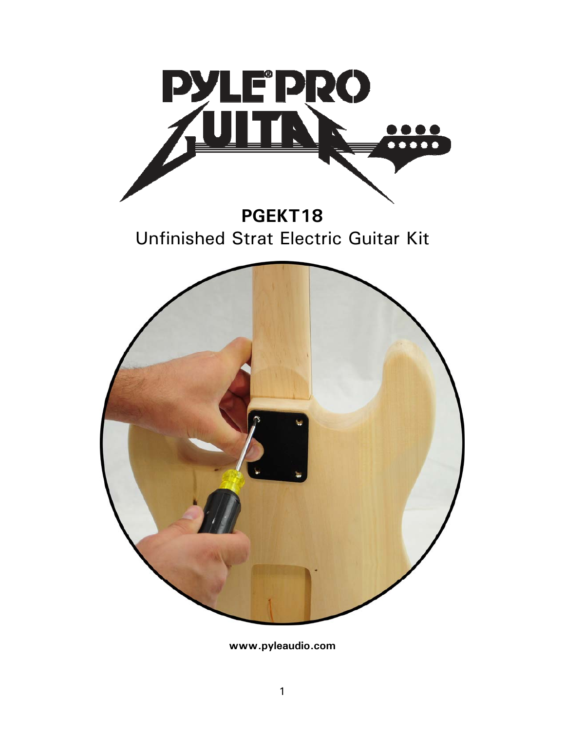# PGEKT18

## Unfinished Strat Electric Guitar Kit

**www.pyleaudio.com**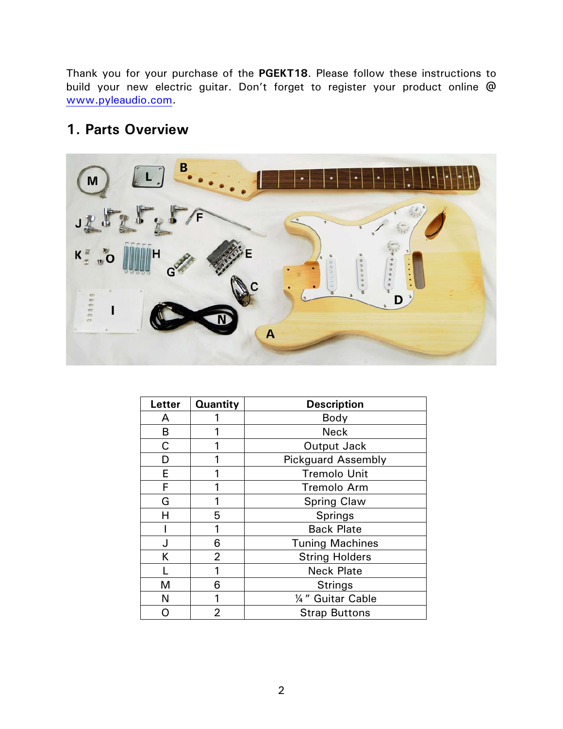Thank you for your purchase of the **PGEKT18**. Please follow these instructions to build your new electric guitar. Don't forget to register your product online @ www.pyleaudio.com.

## 1. Parts Overview

| Letter | Quantity | Description |
|---|---|---|
| A | 1 | Body |
| B | 1 | Neck |
| C | 1 | Output Jack |
| D | 1 | Pickguard Assembly |
| E | 1 | Tremolo Unit |
| F | 1 | Tremolo Arm |
| G | 1 | Spring Claw |
| H | 5 | Springs |
| I | 1 | Back Plate |
| J | 6 | Tuning Machines |
| K | 2 | String Holders |
| L | 1 | Neck Plate |
| M | 6 | Strings |
| N | 1 | ¼" Guitar Cable |
| O | 2 | Strap Buttons |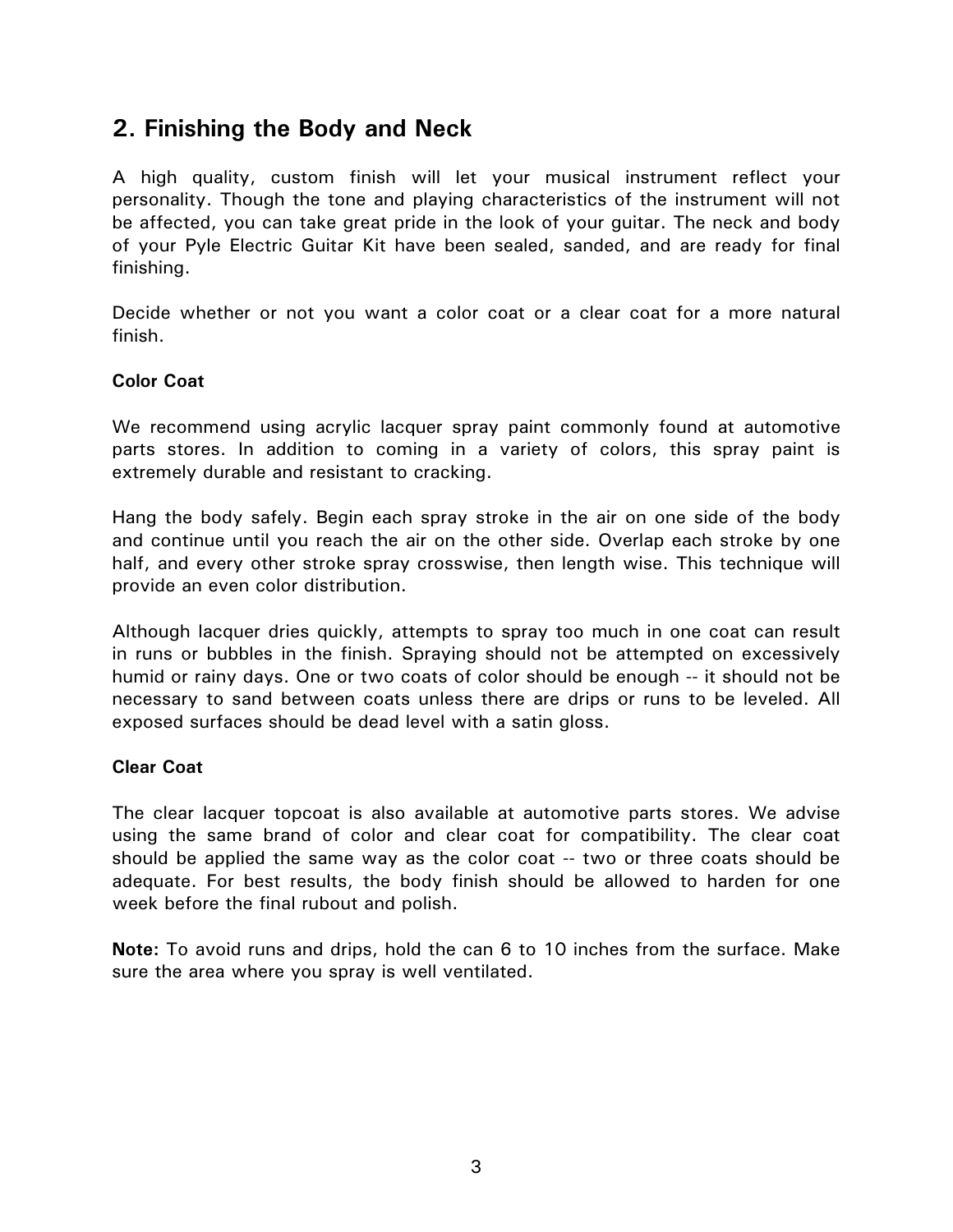## 2. Finishing the Body and Neck

A high quality, custom finish will let your musical instrument reflect your personality. Though the tone and playing characteristics of the instrument will not be affected, you can take great pride in the look of your guitar. The neck and body of your Pyle Electric Guitar Kit have been sealed, sanded, and are ready for final finishing.

Decide whether or not you want a color coat or a clear coat for a more natural finish.

**Color Coat**

We recommend using acrylic lacquer spray paint commonly found at automotive parts stores. In addition to coming in a variety of colors, this spray paint is extremely durable and resistant to cracking.

Hang the body safely. Begin each spray stroke in the air on one side of the body and continue until you reach the air on the other side. Overlap each stroke by one half, and every other stroke spray crosswise, then length wise. This technique will provide an even color distribution.

Although lacquer dries quickly, attempts to spray too much in one coat can result in runs or bubbles in the finish. Spraying should not be attempted on excessively humid or rainy days. One or two coats of color should be enough -- it should not be necessary to sand between coats unless there are drips or runs to be leveled. All exposed surfaces should be dead level with a satin gloss.

**Clear Coat**

The clear lacquer topcoat is also available at automotive parts stores. We advise using the same brand of color and clear coat for compatibility. The clear coat should be applied the same way as the color coat -- two or three coats should be adequate. For best results, the body finish should be allowed to harden for one week before the final rubout and polish.

**Note:** To avoid runs and drips, hold the can 6 to 10 inches from the surface. Make sure the area where you spray is well ventilated.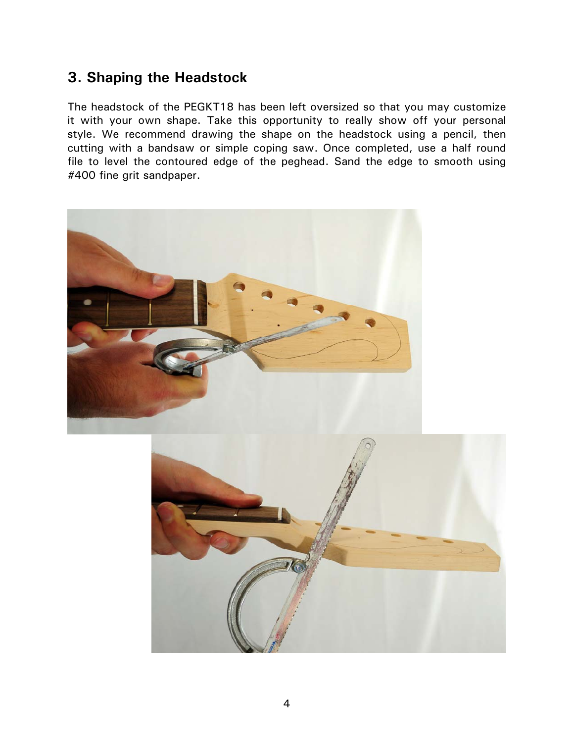## 3. Shaping the Headstock

The headstock of the PEGKT18 has been left oversized so that you may customize it with your own shape. Take this opportunity to really show off your personal style. We recommend drawing the shape on the headstock using a pencil, then cutting with a bandsaw or simple coping saw. Once completed, use a half round file to level the contoured edge of the peghead. Sand the edge to smooth using #400 fine grit sandpaper.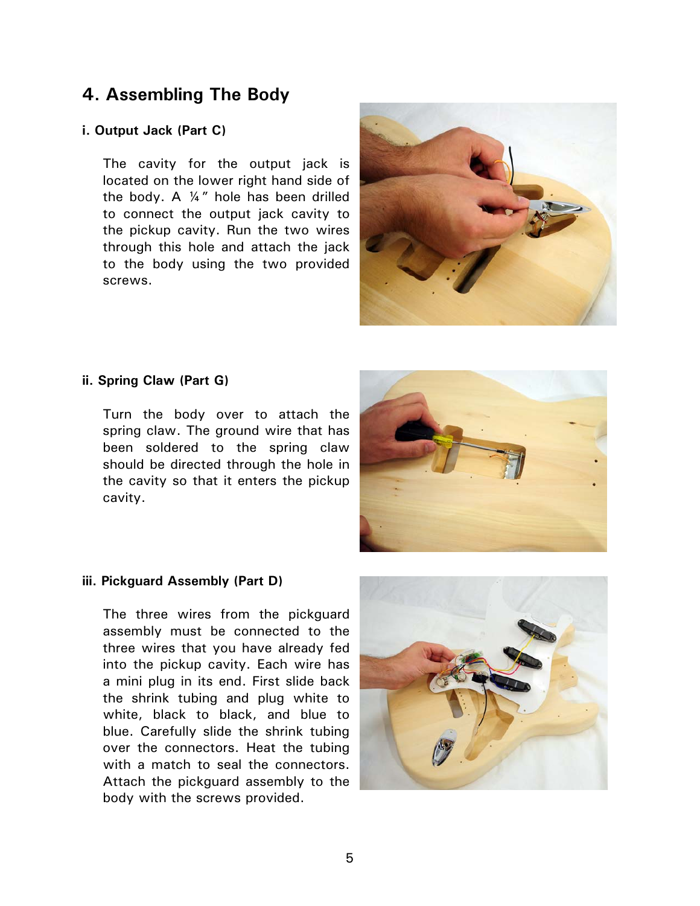## 4. Assembling The Body

### i. Output Jack (Part C)

The cavity for the output jack is located on the lower right hand side of the body. A ¼" hole has been drilled to connect the output jack cavity to the pickup cavity. Run the two wires through this hole and attach the jack to the body using the two provided screws.

### ii. Spring Claw (Part G)

Turn the body over to attach the spring claw. The ground wire that has been soldered to the spring claw should be directed through the hole in the cavity so that it enters the pickup cavity.

### iii. Pickguard Assembly (Part D)

The three wires from the pickguard assembly must be connected to the three wires that you have already fed into the pickup cavity. Each wire has a mini plug in its end. First slide back the shrink tubing and plug white to white, black to black, and blue to blue. Carefully slide the shrink tubing over the connectors. Heat the tubing with a match to seal the connectors. Attach the pickguard assembly to the body with the screws provided.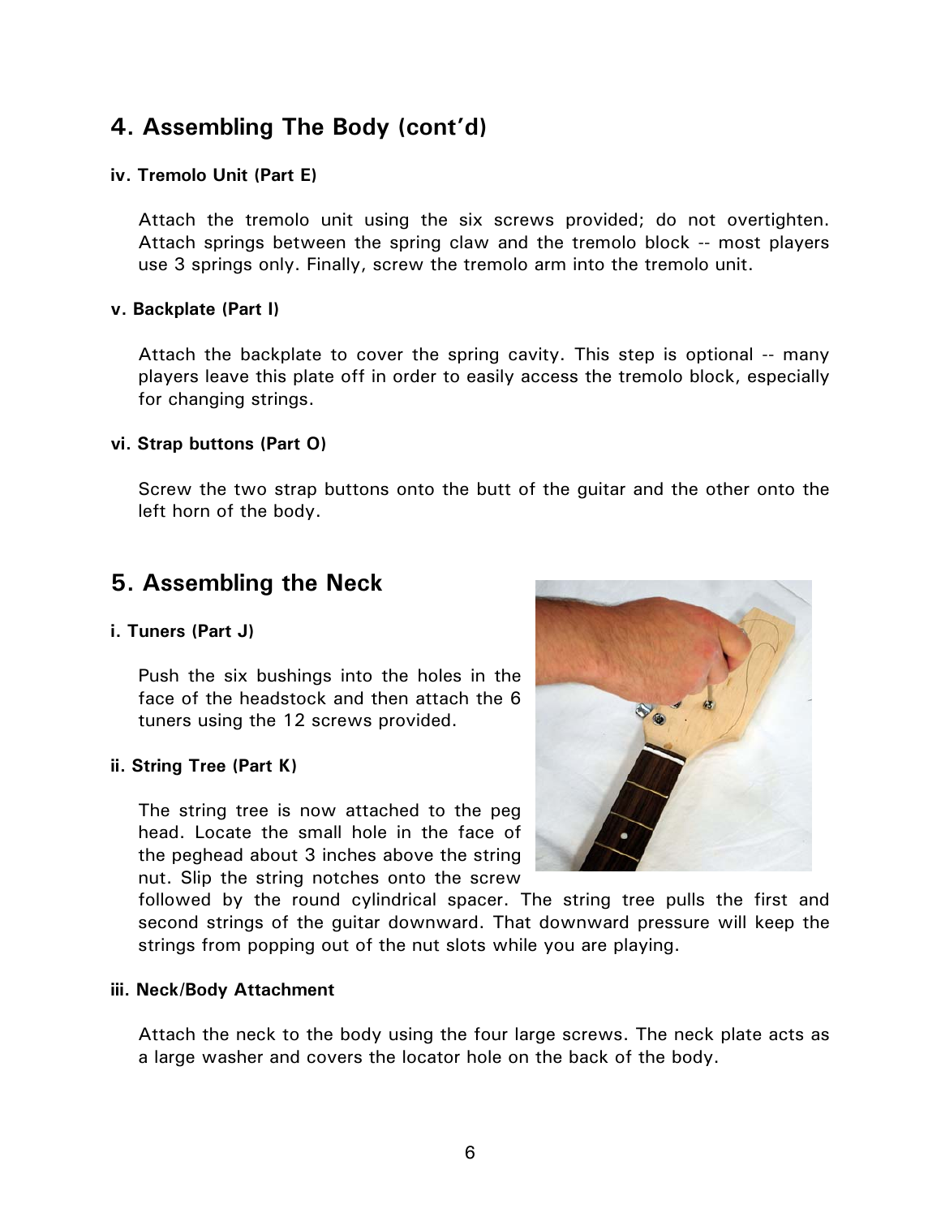## 4. Assembling The Body (cont'd)

#### iv. Tremolo Unit (Part E)

Attach the tremolo unit using the six screws provided; do not overtighten. Attach springs between the spring claw and the tremolo block -- most players use 3 springs only. Finally, screw the tremolo arm into the tremolo unit.

#### v. Backplate (Part I)

Attach the backplate to cover the spring cavity. This step is optional -- many players leave this plate off in order to easily access the tremolo block, especially for changing strings.

#### vi. Strap buttons (Part O)

Screw the two strap buttons onto the butt of the guitar and the other onto the left horn of the body.

## 5. Assembling the Neck

#### i. Tuners (Part J)

Push the six bushings into the holes in the face of the headstock and then attach the 6 tuners using the 12 screws provided.

#### ii. String Tree (Part K)

The string tree is now attached to the peg head. Locate the small hole in the face of the peghead about 3 inches above the string nut. Slip the string notches onto the screw followed by the round cylindrical spacer. The string tree pulls the first and second strings of the guitar downward. That downward pressure will keep the strings from popping out of the nut slots while you are playing.

#### iii. Neck/Body Attachment

Attach the neck to the body using the four large screws. The neck plate acts as a large washer and covers the locator hole on the back of the body.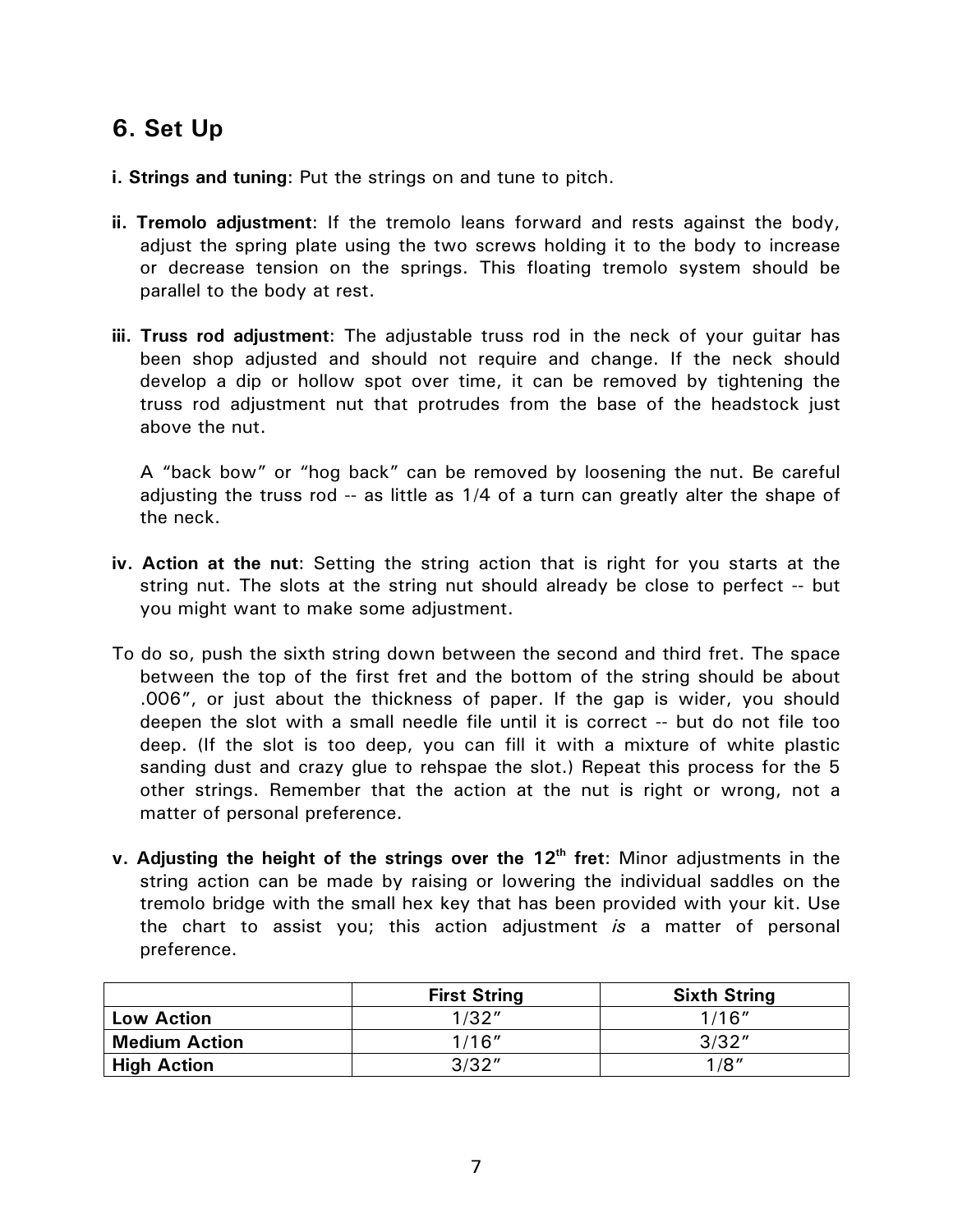## 6. Set Up

**i. Strings and tuning**: Put the strings on and tune to pitch.

**ii. Tremolo adjustment**: If the tremolo leans forward and rests against the body, adjust the spring plate using the two screws holding it to the body to increase or decrease tension on the springs. This floating tremolo system should be parallel to the body at rest.

**iii. Truss rod adjustment**: The adjustable truss rod in the neck of your guitar has been shop adjusted and should not require and change. If the neck should develop a dip or hollow spot over time, it can be removed by tightening the truss rod adjustment nut that protrudes from the base of the headstock just above the nut.

A "back bow" or "hog back" can be removed by loosening the nut. Be careful adjusting the truss rod -- as little as 1/4 of a turn can greatly alter the shape of the neck.

**iv. Action at the nut**: Setting the string action that is right for you starts at the string nut. The slots at the string nut should already be close to perfect -- but you might want to make some adjustment.

To do so, push the sixth string down between the second and third fret. The space between the top of the first fret and the bottom of the string should be about .006", or just about the thickness of paper. If the gap is wider, you should deepen the slot with a small needle file until it is correct -- but do not file too deep. (If the slot is too deep, you can fill it with a mixture of white plastic sanding dust and crazy glue to rehspae the slot.) Repeat this process for the 5 other strings. Remember that the action at the nut is right or wrong, not a matter of personal preference.

**v. Adjusting the height of the strings over the 12th fret**: Minor adjustments in the string action can be made by raising or lowering the individual saddles on the tremolo bridge with the small hex key that has been provided with your kit. Use the chart to assist you; this action adjustment *is* a matter of personal preference.

| | First String | Sixth String |
|---|---|---|
| **Low Action** | 1/32" | 1/16" |
| **Medium Action** | 1/16" | 3/32" |
| **High Action** | 3/32" | 1/8" |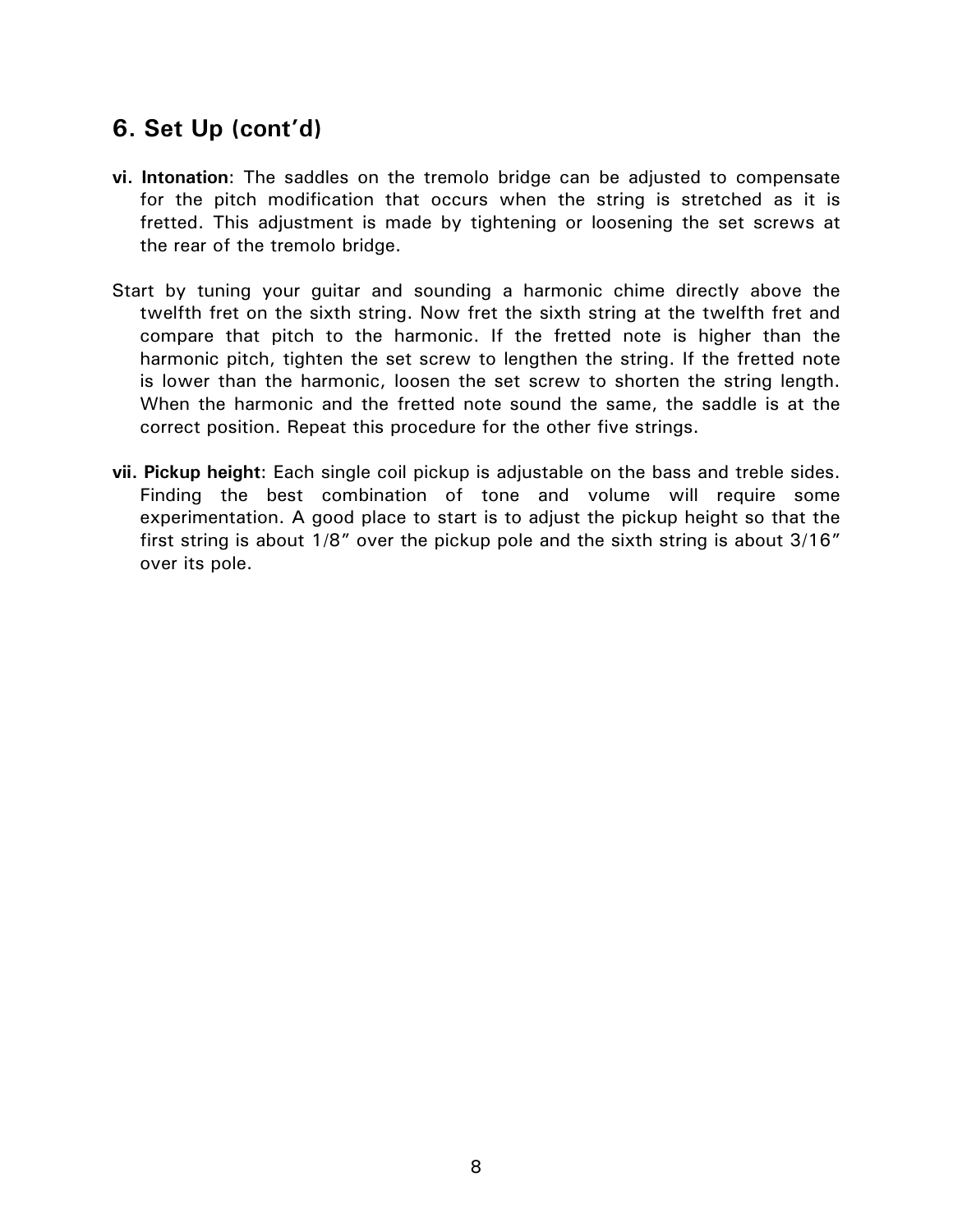## 6. Set Up (cont'd)

**vi. Intonation**: The saddles on the tremolo bridge can be adjusted to compensate for the pitch modification that occurs when the string is stretched as it is fretted. This adjustment is made by tightening or loosening the set screws at the rear of the tremolo bridge.

Start by tuning your guitar and sounding a harmonic chime directly above the twelfth fret on the sixth string. Now fret the sixth string at the twelfth fret and compare that pitch to the harmonic. If the fretted note is higher than the harmonic pitch, tighten the set screw to lengthen the string. If the fretted note is lower than the harmonic, loosen the set screw to shorten the string length. When the harmonic and the fretted note sound the same, the saddle is at the correct position. Repeat this procedure for the other five strings.

**vii. Pickup height**: Each single coil pickup is adjustable on the bass and treble sides. Finding the best combination of tone and volume will require some experimentation. A good place to start is to adjust the pickup height so that the first string is about 1/8" over the pickup pole and the sixth string is about 3/16" over its pole.